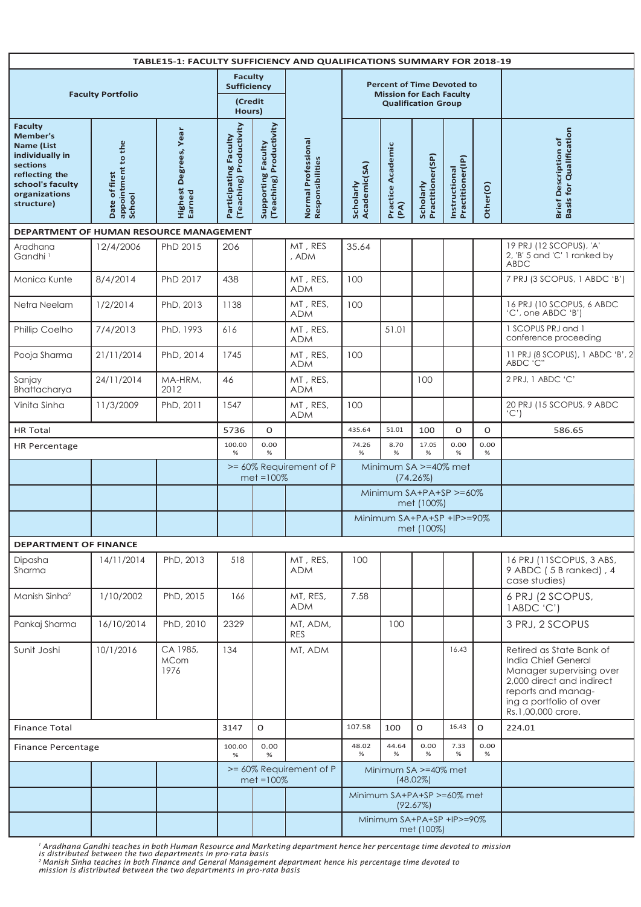| TABLE15-1: FACULTY SUFFICIENCY AND QUALIFICATIONS SUMMARY FOR 2018-19 | | | | | | | | | | | |
|---|---|---|---|---|---|---|---|---|---|---|---|
| Faculty Portfolio | | | Faculty Sufficiency (Credit Hours) | | | Percent of Time Devoted to Mission for Each Faculty Qualification Group | | | | | |
| Faculty Member's Name (List individually in sections reflecting the school's faculty organizations structure) | Date of first appointment to the School | Highest Degrees, Year Earned | Participating Faculty (Teaching) Productivity | Supporting Faculty (Teaching) Productivity | Normal Professional Responsibilities | Scholarly Academic(SA) | Practice Academic (PA) | Scholarly Practitioner(SP) | Instructional Practitioner(IP) | Other(O) | Brief Description of Basis for Qualification |
| **DEPARTMENT OF HUMAN RESOURCE MANAGEMENT** | | | | | | | | | | | |
| Aradhana Gandhi [1] | 12/4/2006 | PhD 2015 | 206 | | MT , RES , ADM | 35.64 | | | | | 19 PRJ (12 SCOPUS), 'A' 2, 'B' 5 and 'C' 1 ranked by ABDC |
| Monica Kunte | 8/4/2014 | PhD 2017 | 438 | | MT , RES, ADM | 100 | | | | | 7 PRJ (3 SCOPUS, 1 ABDC 'B') |
| Netra Neelam | 1/2/2014 | PhD, 2013 | 1138 | | MT , RES, ADM | 100 | | | | | 16 PRJ (10 SCOPUS, 6 ABDC 'C', one ABDC 'B') |
| Phillip Coelho | 7/4/2013 | PhD, 1993 | 616 | | MT , RES, ADM | | 51.01 | | | | 1 SCOPUS PRJ and 1 conference proceeding |
| Pooja Sharma | 21/11/2014 | PhD, 2014 | 1745 | | MT , RES, ADM | 100 | | | | | 11 PRJ (8 SCOPUS), 1 ABDC 'B', 2 ABDC 'C" |
| Sanjay Bhattacharya | 24/11/2014 | MA-HRM, 2012 | 46 | | MT , RES, ADM | | | 100 | | | 2 PRJ, 1 ABDC 'C' |
| Vinita Sinha | 11/3/2009 | PhD, 2011 | 1547 | | MT , RES, ADM | 100 | | | | | 20 PRJ (15 SCOPUS, 9 ABDC 'C') |
| HR Total | | | 5736 | O | | 435.64 | 51.01 | 100 | O | O | 586.65 |
| HR Percentage | | | 100.00 % | 0.00 % | | 74.26 % | 8.70 % | 17.05 % | 0.00 % | 0.00 % | |
| | | | >= 60% Requirement of P met =100% | | | Minimum SA >=40% met (74.26%) | | | | | |
| | | | | | | Minimum SA+PA+SP >=60% met (100%) | | | | | |
| | | | | | | Minimum SA+PA+SP +IP>=90% met (100%) | | | | | |
| **DEPARTMENT OF FINANCE** | | | | | | | | | | | |
| Dipasha Sharma | 14/11/2014 | PhD, 2013 | 518 | | MT , RES, ADM | 100 | | | | | 16 PRJ (11SCOPUS, 3 ABS, 9 ABDC ( 5 B ranked) , 4 case studies) |
| Manish Sinha [2] | 1/10/2002 | PhD, 2015 | 166 | | MT, RES, ADM | 7.58 | | | | | 6 PRJ (2 SCOPUS, 1ABDC 'C') |
| Pankaj Sharma | 16/10/2014 | PhD, 2010 | 2329 | | MT, ADM, RES | | 100 | | | | 3 PRJ, 2 SCOPUS |
| Sunit Joshi | 10/1/2016 | CA 1985, MCom 1976 | 134 | | MT, ADM | | | | 16.43 | | Retired as State Bank of India Chief General Manager supervising over 2,000 direct and indirect reports and managing a portfolio of over Rs.1,00,000 crore. |
| Finance Total | | | 3147 | O | | 107.58 | 100 | O | 16.43 | O | 224.01 |
| Finance Percentage | | | 100.00 % | 0.00 % | | 48.02 % | 44.64 % | 0.00 % | 7.33 % | 0.00 % | |
| | | | >= 60% Requirement of P met =100% | | | Minimum SA >=40% met (48.02%) | | | | | |
| | | | | | | Minimum SA+PA+SP >=60% met (92.67%) | | | | | |
| | | | | | | Minimum SA+PA+SP +IP>=90% met (100%) | | | | | |

*[1] Aradhana Gandhi teaches in both Human Resource and Marketing department hence her percentage time devoted to mission is distributed between the two departments in pro-rata basis*
*[2] Manish Sinha teaches in both Finance and General Management department hence his percentage time devoted to mission is distributed between the two departments in pro-rata basis*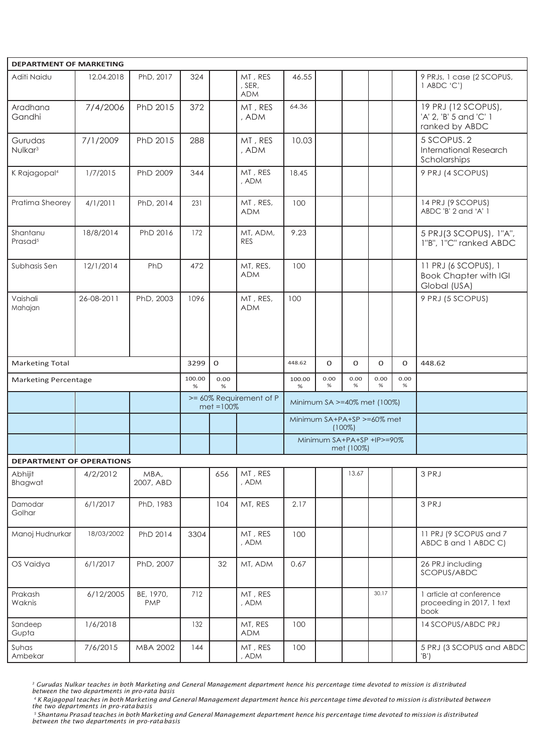| DEPARTMENT OF MARKETING | | | | | | | | | | | |
|---|---|---|---|---|---|---|---|---|---|---|---|
| Aditi Naidu | 12.04.2018 | PhD, 2017 | 324 | | MT , RES , SER, ADM | 46.55 | | | | | 9 PRJs, 1 case (2 SCOPUS, 1 ABDC 'C') |
| Aradhana Gandhi | 7/4/2006 | PhD 2015 | 372 | | MT , RES , ADM | 64.36 | | | | | 19 PRJ (12 SCOPUS), 'A' 2, 'B' 5 and 'C' 1 ranked by ABDC |
| Gurudas Nulkar[3] | 7/1/2009 | PhD 2015 | 288 | | MT , RES , ADM | 10.03 | | | | | 5 SCOPUS. 2 International Research Scholarships |
| K Rajagopal[4] | 1/7/2015 | PhD 2009 | 344 | | MT , RES , ADM | 18.45 | | | | | 9 PRJ (4 SCOPUS) |
| Pratima Sheorey | 4/1/2011 | PhD, 2014 | 231 | | MT , RES, ADM | 100 | | | | | 14 PRJ (9 SCOPUS) ABDC 'B' 2 and 'A' 1 |
| Shantanu Prasad[5] | 18/8/2014 | PhD 2016 | 172 | | MT, ADM, RES | 9.23 | | | | | 5 PRJ(3 SCOPUS), 1"A", 1"B", 1"C" ranked ABDC |
| Subhasis Sen | 12/1/2014 | PhD | 472 | | MT, RES, ADM | 100 | | | | | 11 PRJ (6 SCOPUS), 1 Book Chapter with IGI Global (USA) |
| Vaishali Mahajan | 26-08-2011 | PhD, 2003 | 1096 | | MT , RES, ADM | 100 | | | | | 9 PRJ (5 SCOPUS) |
| Marketing Total | | | 3299 | 0 | | 448.62 | 0 | 0 | 0 | 0 | 448.62 |
| Marketing Percentage | | | 100.00 % | 0.00 % | | 100.00 % | 0.00 % | 0.00 % | 0.00 % | 0.00 % | |
| | | | >= 60% Requirement of P met =100% | | | Minimum SA >=40% met (100%) | | | | | |
| | | | | | | Minimum SA+PA+SP >=60% met (100%) | | | | | |
| | | | | | | Minimum SA+PA+SP +IP>=90% met (100%) | | | | | |
| **DEPARTMENT OF OPERATIONS** | | | | | | | | | | | |
| Abhijit Bhagwat | 4/2/2012 | MBA, 2007, ABD | | 656 | MT , RES , ADM | | | 13.67 | | | 3 PRJ |
| Damodar Golhar | 6/1/2017 | PhD, 1983 | | 104 | MT, RES | 2.17 | | | | | 3 PRJ |
| Manoj Hudnurkar | 18/03/2002 | PhD 2014 | 3304 | | MT , RES , ADM | 100 | | | | | 11 PRJ (9 SCOPUS and 7 ABDC B and 1 ABDC C) |
| OS Vaidya | 6/1/2017 | PhD, 2007 | | 32 | MT, ADM | 0.67 | | | | | 26 PRJ including SCOPUS/ABDC |
| Prakash Waknis | 6/12/2005 | BE, 1970, PMP | 712 | | MT , RES , ADM | | | | 30.17 | | 1 article at conference proceeding in 2017, 1 text book |
| Sandeep Gupta | 1/6/2018 | | 132 | | MT, RES ADM | 100 | | | | | 14 SCOPUS/ABDC PRJ |
| Suhas Ambekar | 7/6/2015 | MBA 2002 | 144 | | MT , RES , ADM | 100 | | | | | 5 PRJ (3 SCOPUS and ABDC 'B') |

*[3] Gurudas Nulkar teaches in both Marketing and General Management department hence his percentage time devoted to mission is distributed between the two departments in pro-rata basis*

*[4] K Rajagopal teaches in both Marketing and General Management department hence his percentage time devoted to mission is distributed between the two departments in pro-rata basis*

*[5] Shantanu Prasad teaches in both Marketing and General Management department hence his percentage time devoted to mission is distributed between the two departments in pro-rata basis*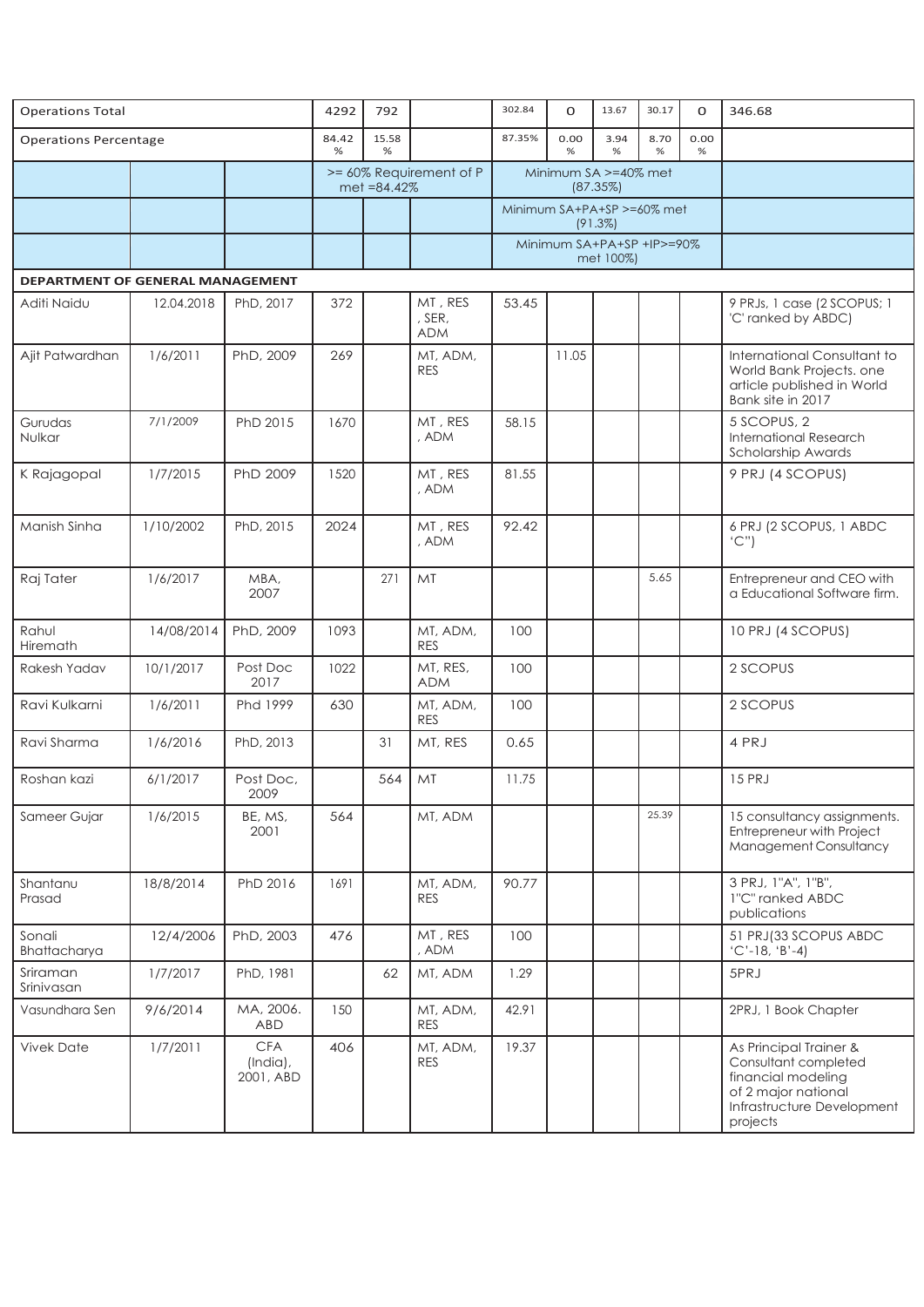| Operations Total | | | 4292 | 792 | | 302.84 | 0 | 13.67 | 30.17 | 0 | 346.68 |
|---|---|---|---|---|---|---|---|---|---|---|---|
| Operations Percentage | | | 84.42 % | 15.58 % | | 87.35% | 0.00 % | 3.94 % | 8.70 % | 0.00 % | |
| | | | >= 60% Requirement of P met =84.42% | | | Minimum SA >=40% met (87.35%) | | | | | |
| | | | | | | Minimum SA+PA+SP >=60% met (91.3%) | | | | | |
| | | | | | | Minimum SA+PA+SP +IP>=90% met 100%) | | | | | |
| **DEPARTMENT OF GENERAL MANAGEMENT** | | | | | | | | | | | |
| Aditi Naidu | 12.04.2018 | PhD, 2017 | 372 | | MT , RES , SER, ADM | 53.45 | | | | | 9 PRJs, 1 case (2 SCOPUS; 1 'C' ranked by ABDC) |
| Ajit Patwardhan | 1/6/2011 | PhD, 2009 | 269 | | MT, ADM, RES | | 11.05 | | | | International Consultant to World Bank Projects. one article published in World Bank site in 2017 |
| Gurudas Nulkar | 7/1/2009 | PhD 2015 | 1670 | | MT , RES , ADM | 58.15 | | | | | 5 SCOPUS, 2 International Research Scholarship Awards |
| K Rajagopal | 1/7/2015 | PhD 2009 | 1520 | | MT , RES , ADM | 81.55 | | | | | 9 PRJ (4 SCOPUS) |
| Manish Sinha | 1/10/2002 | PhD, 2015 | 2024 | | MT , RES , ADM | 92.42 | | | | | 6 PRJ (2 SCOPUS, 1 ABDC "C") |
| Raj Tater | 1/6/2017 | MBA, 2007 | | 271 | MT | | | | 5.65 | | Entrepreneur and CEO with a Educational Software firm. |
| Rahul Hiremath | 14/08/2014 | PhD, 2009 | 1093 | | MT, ADM, RES | 100 | | | | | 10 PRJ (4 SCOPUS) |
| Rakesh Yadav | 10/1/2017 | Post Doc 2017 | 1022 | | MT, RES, ADM | 100 | | | | | 2 SCOPUS |
| Ravi Kulkarni | 1/6/2011 | Phd 1999 | 630 | | MT, ADM, RES | 100 | | | | | 2 SCOPUS |
| Ravi Sharma | 1/6/2016 | PhD, 2013 | | 31 | MT, RES | 0.65 | | | | | 4 PRJ |
| Roshan kazi | 6/1/2017 | Post Doc, 2009 | | 564 | MT | 11.75 | | | | | 15 PRJ |
| Sameer Gujar | 1/6/2015 | BE, MS, 2001 | 564 | | MT, ADM | | | | 25.39 | | 15 consultancy assignments. Entrepreneur with Project Management Consultancy |
| Shantanu Prasad | 18/8/2014 | PhD 2016 | 1691 | | MT, ADM, RES | 90.77 | | | | | 3 PRJ, 1"A", 1"B", 1"C" ranked ABDC publications |
| Sonali Bhattacharya | 12/4/2006 | PhD, 2003 | 476 | | MT , RES , ADM | 100 | | | | | 51 PRJ(33 SCOPUS ABDC 'C'-18, 'B'-4) |
| Sriraman Srinivasan | 1/7/2017 | PhD, 1981 | | 62 | MT, ADM | 1.29 | | | | | 5PRJ |
| Vasundhara Sen | 9/6/2014 | MA, 2006. ABD | 150 | | MT, ADM, RES | 42.91 | | | | | 2PRJ, 1 Book Chapter |
| Vivek Date | 1/7/2011 | CFA (India), 2001, ABD | 406 | | MT, ADM, RES | 19.37 | | | | | As Principal Trainer & Consultant completed financial modeling of 2 major national Infrastructure Development projects |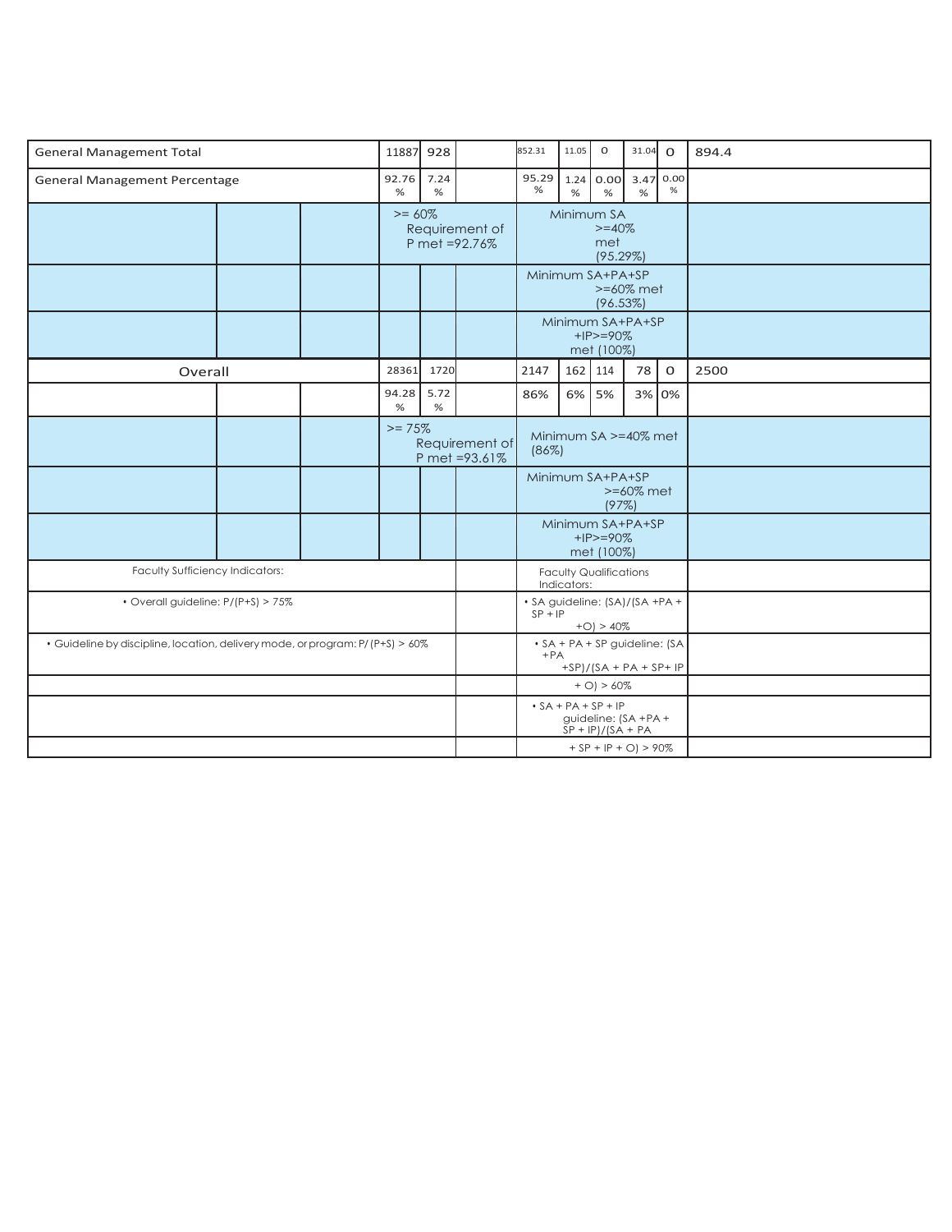| | | | | | | | | | | | | |
|---|---|---|---|---|---|---|---|---|---|---|---|---|
| General Management Total | | | 11887 | 928 | | 852.31 | 11.05 | 0 | 31.04 | 0 | 894.4 |
| General Management Percentage | | | 92.76 % | 7.24 % | | 95.29 % | 1.24 % | 0.00 % | 3.47 % | 0.00 % | |
| | | | >= 60% Requirement of P met =92.76% | | | Minimum SA >=40% met (95.29%) | | | | | |
| | | | | | | Minimum SA+PA+SP >=60% met (96.53%) | | | | | |
| | | | | | | Minimum SA+PA+SP +IP>=90% met (100%) | | | | | |
| Overall | | | 28361 | 1720 | | 2147 | 162 | 114 | 78 | 0 | 2500 |
| | | | 94.28 % | 5.72 % | | 86% | 6% | 5% | 3% | 0% | |
| | | | >= 75% Requirement of P met =93.61% | | | Minimum SA >=40% met (86%) | | | | | |
| | | | | | | Minimum SA+PA+SP >=60% met (97%) | | | | | |
| | | | | | | Minimum SA+PA+SP +IP>=90% met (100%) | | | | | |
| Faculty Sufficiency Indicators: | | | | | | Faculty Qualifications Indicators: | | | | | |
| • Overall guideline: P/(P+S) > 75% | | | | | | • SA guideline: (SA)/(SA +PA + SP + IP +O) > 40% | | | | | |
| • Guideline by discipline, location, delivery mode, or program: P/(P+S) > 60% | | | | | | • SA + PA + SP guideline: (SA +PA +SP)/(SA + PA + SP+ IP | | | | | |
| | | | | | | + O) > 60% | | | | | |
| | | | | | | • SA + PA + SP + IP guideline: (SA +PA + SP + IP)/(SA + PA | | | | | |
| | | | | | | + SP + IP + O) > 90% | | | | | |